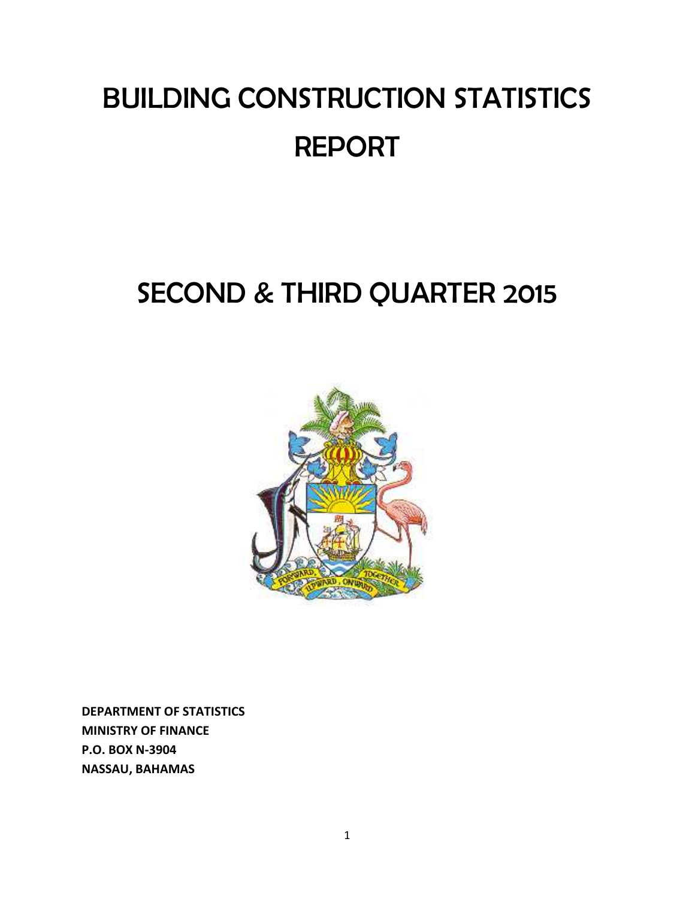# BUILDING CONSTRUCTION STATISTICS REPORT

# SECOND & THIRD QUARTER 2015

**DEPARTMENT OF STATISTICS**
**MINISTRY OF FINANCE**
**P.O. BOX N-3904**
**NASSAU, BAHAMAS**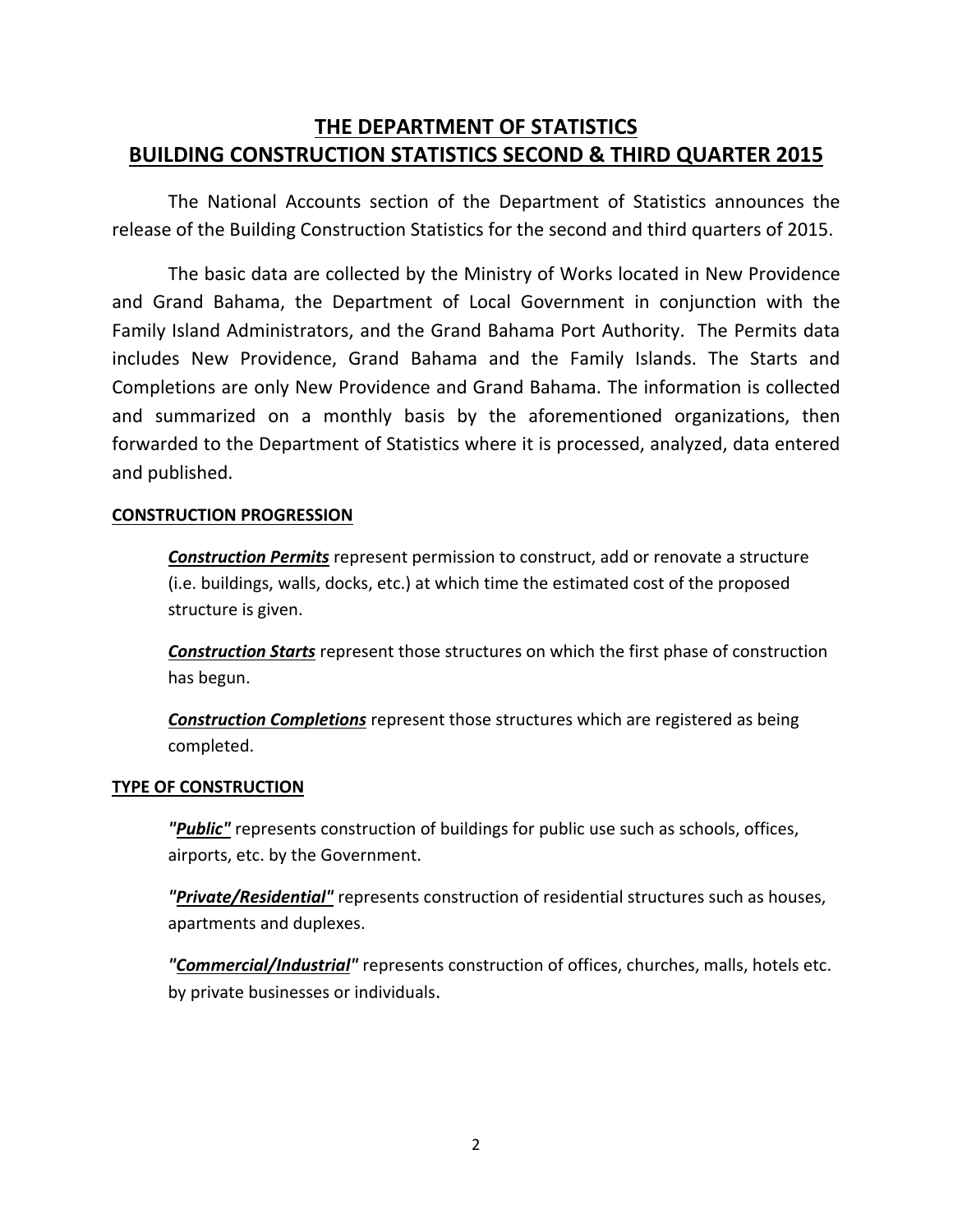# THE DEPARTMENT OF STATISTICS
# BUILDING CONSTRUCTION STATISTICS SECOND & THIRD QUARTER 2015

The National Accounts section of the Department of Statistics announces the release of the Building Construction Statistics for the second and third quarters of 2015.

The basic data are collected by the Ministry of Works located in New Providence and Grand Bahama, the Department of Local Government in conjunction with the Family Island Administrators, and the Grand Bahama Port Authority. The Permits data includes New Providence, Grand Bahama and the Family Islands. The Starts and Completions are only New Providence and Grand Bahama. The information is collected and summarized on a monthly basis by the aforementioned organizations, then forwarded to the Department of Statistics where it is processed, analyzed, data entered and published.

## CONSTRUCTION PROGRESSION

***Construction Permits*** represent permission to construct, add or renovate a structure (i.e. buildings, walls, docks, etc.) at which time the estimated cost of the proposed structure is given.

***Construction Starts*** represent those structures on which the first phase of construction has begun.

***Construction Completions*** represent those structures which are registered as being completed.

## TYPE OF CONSTRUCTION

***"Public"*** represents construction of buildings for public use such as schools, offices, airports, etc. by the Government.

***"Private/Residential"*** represents construction of residential structures such as houses, apartments and duplexes.

***"Commercial/Industrial"*** represents construction of offices, churches, malls, hotels etc. by private businesses or individuals.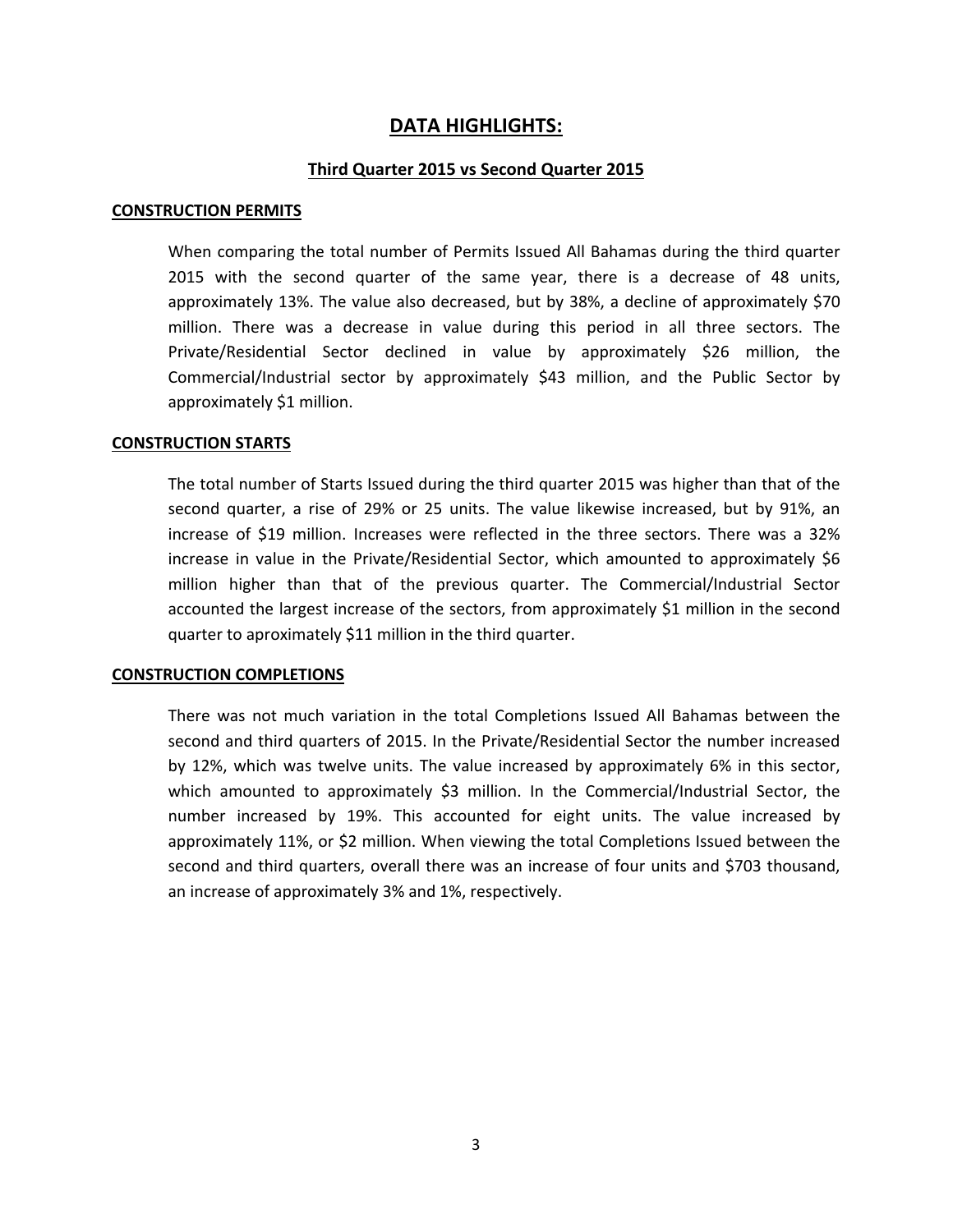# DATA HIGHLIGHTS:

## Third Quarter 2015 vs Second Quarter 2015

### CONSTRUCTION PERMITS

When comparing the total number of Permits Issued All Bahamas during the third quarter 2015 with the second quarter of the same year, there is a decrease of 48 units, approximately 13%. The value also decreased, but by 38%, a decline of approximately $70 million. There was a decrease in value during this period in all three sectors. The Private/Residential Sector declined in value by approximately $26 million, the Commercial/Industrial sector by approximately $43 million, and the Public Sector by approximately $1 million.

### CONSTRUCTION STARTS

The total number of Starts Issued during the third quarter 2015 was higher than that of the second quarter, a rise of 29% or 25 units. The value likewise increased, but by 91%, an increase of $19 million. Increases were reflected in the three sectors. There was a 32% increase in value in the Private/Residential Sector, which amounted to approximately $6 million higher than that of the previous quarter. The Commercial/Industrial Sector accounted the largest increase of the sectors, from approximately $1 million in the second quarter to aproximately $11 million in the third quarter.

### CONSTRUCTION COMPLETIONS

There was not much variation in the total Completions Issued All Bahamas between the second and third quarters of 2015. In the Private/Residential Sector the number increased by 12%, which was twelve units. The value increased by approximately 6% in this sector, which amounted to approximately $3 million. In the Commercial/Industrial Sector, the number increased by 19%. This accounted for eight units. The value increased by approximately 11%, or $2 million. When viewing the total Completions Issued between the second and third quarters, overall there was an increase of four units and $703 thousand, an increase of approximately 3% and 1%, respectively.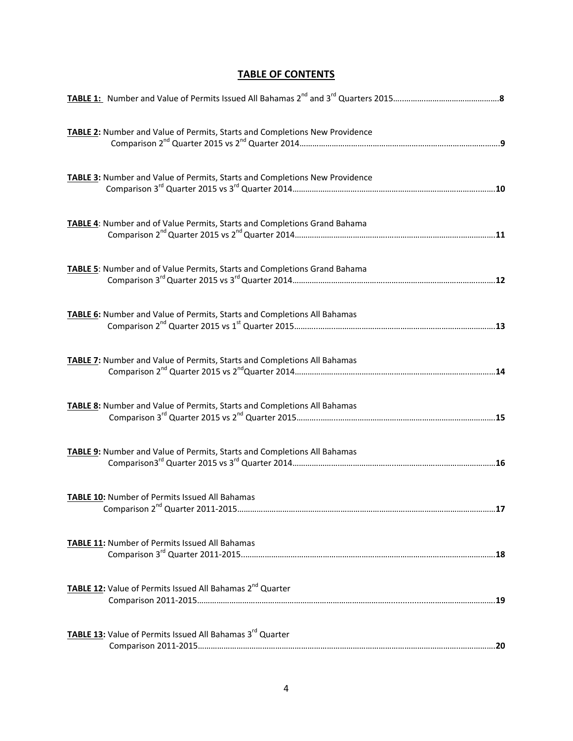## TABLE OF CONTENTS

**TABLE 1:** Number and Value of Permits Issued All Bahamas 2nd and 3rd Quarters 2015……………………………………………**8**

**TABLE 2:** Number and Value of Permits, Starts and Completions New Providence
Comparison 2nd Quarter 2015 vs 2nd Quarter 2014……………………………………………………………………………………**9**

**TABLE 3:** Number and Value of Permits, Starts and Completions New Providence
Comparison 3rd Quarter 2015 vs 3rd Quarter 2014……………………………………………………………………………………**10**

**TABLE 4**: Number and of Value Permits, Starts and Completions Grand Bahama
Comparison 2nd Quarter 2015 vs 2nd Quarter 2014……………………………………………………………………………………**11**

**TABLE 5**: Number and of Value Permits, Starts and Completions Grand Bahama
Comparison 3rd Quarter 2015 vs 3rd Quarter 2014……………………………………………………………………………………**12**

**TABLE 6:** Number and Value of Permits, Starts and Completions All Bahamas
Comparison 2nd Quarter 2015 vs 1st Quarter 2015……………………………………………………………………………………**13**

**TABLE 7:** Number and Value of Permits, Starts and Completions All Bahamas
Comparison 2nd Quarter 2015 vs 2ndQuarter 2014……………………………………………………………………………………**14**

**TABLE 8:** Number and Value of Permits, Starts and Completions All Bahamas
Comparison 3rd Quarter 2015 vs 2nd Quarter 2015……………………………………………………………………………………**15**

**TABLE 9:** Number and Value of Permits, Starts and Completions All Bahamas
Comparison3rd Quarter 2015 vs 3rd Quarter 2014……………………………………………………………………………………**16**

**TABLE 10:** Number of Permits Issued All Bahamas
Comparison 2nd Quarter 2011-2015……………………………………………………………………………………………………**17**

**TABLE 11:** Number of Permits Issued All Bahamas
Comparison 3rd Quarter 2011-2015……………………………………………………………………………………………………**18**

**TABLE 12:** Value of Permits Issued All Bahamas 2nd Quarter
Comparison 2011-2015……………………………………………………………………………………………………………………**19**

**TABLE 13:** Value of Permits Issued All Bahamas 3rd Quarter
Comparison 2011-2015……………………………………………………………………………………………………………………**20**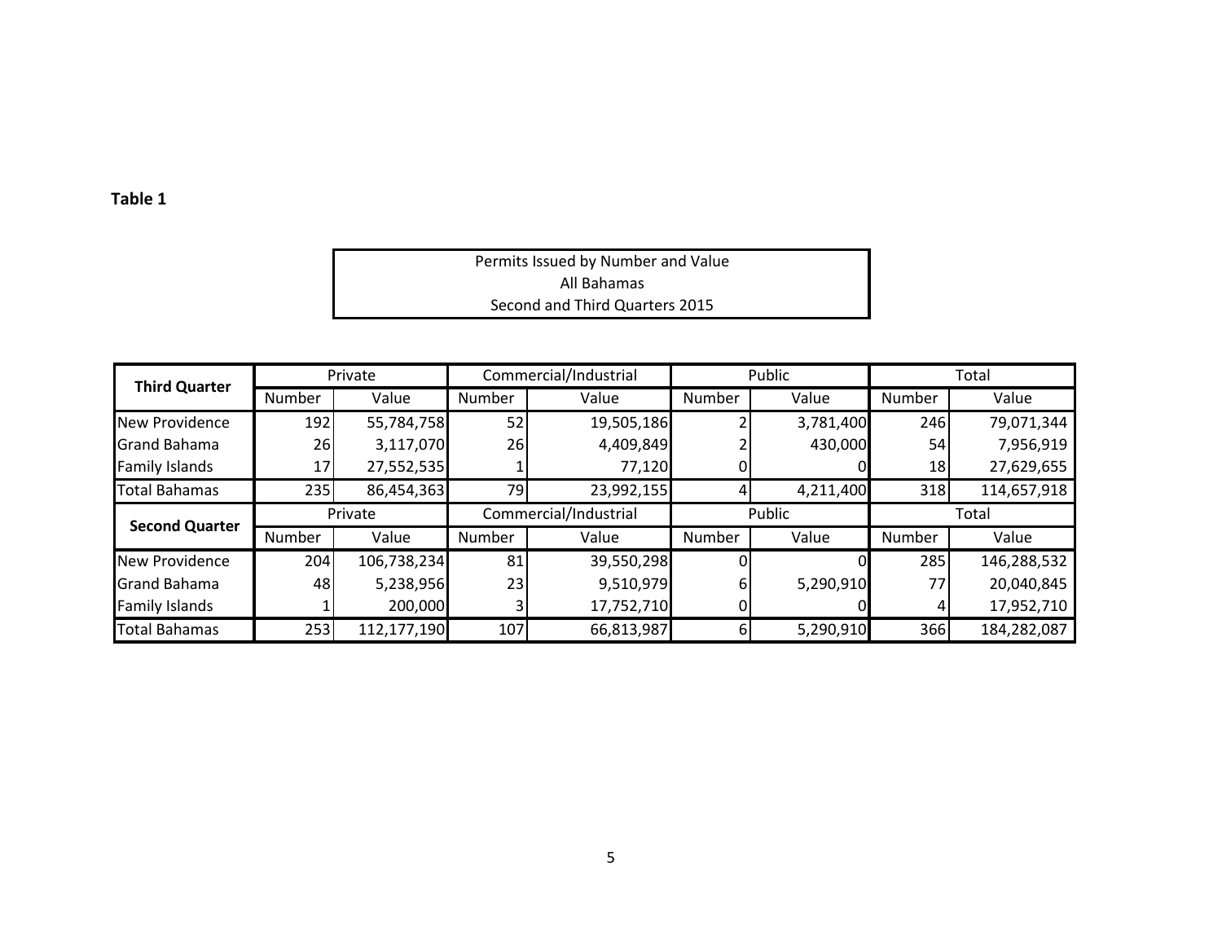**Table 1**

Permits Issued by Number and Value
All Bahamas
Second and Third Quarters 2015

| Third Quarter | Private | | Commercial/Industrial | | Public | | Total | |
|---|---|---|---|---|---|---|---|---|
| | Number | Value | Number | Value | Number | Value | Number | Value |
| New Providence | 192 | 55,784,758 | 52 | 19,505,186 | 2 | 3,781,400 | 246 | 79,071,344 |
| Grand Bahama | 26 | 3,117,070 | 26 | 4,409,849 | 2 | 430,000 | 54 | 7,956,919 |
| Family Islands | 17 | 27,552,535 | 1 | 77,120 | 0 | 0 | 18 | 27,629,655 |
| Total Bahamas | 235 | 86,454,363 | 79 | 23,992,155 | 4 | 4,211,400 | 318 | 114,657,918 |
| **Second Quarter** | Private | | Commercial/Industrial | | Public | | Total | |
| | Number | Value | Number | Value | Number | Value | Number | Value |
| New Providence | 204 | 106,738,234 | 81 | 39,550,298 | 0 | 0 | 285 | 146,288,532 |
| Grand Bahama | 48 | 5,238,956 | 23 | 9,510,979 | 6 | 5,290,910 | 77 | 20,040,845 |
| Family Islands | 1 | 200,000 | 3 | 17,752,710 | 0 | 0 | 4 | 17,952,710 |
| Total Bahamas | 253 | 112,177,190 | 107 | 66,813,987 | 6 | 5,290,910 | 366 | 184,282,087 |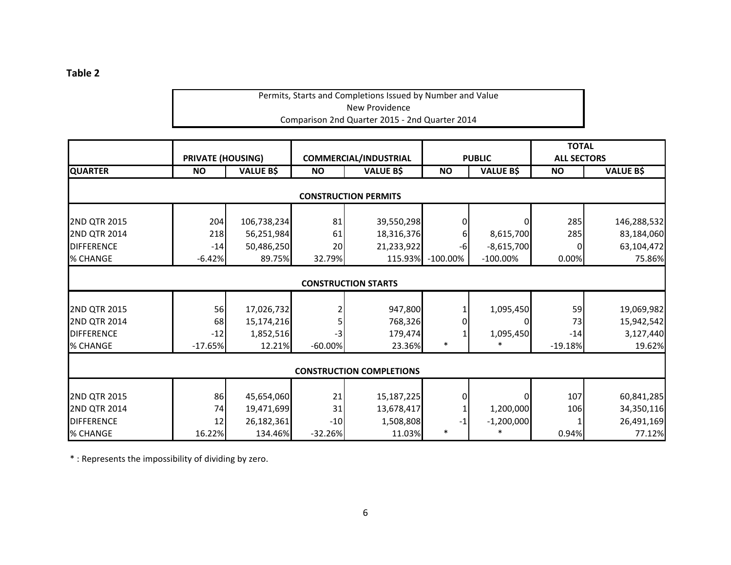**Table 2**

Permits, Starts and Completions Issued by Number and Value
New Providence
Comparison 2nd Quarter 2015 - 2nd Quarter 2014

| | PRIVATE (HOUSING) | | COMMERCIAL/INDUSTRIAL | | PUBLIC | | TOTAL ALL SECTORS | |
|---|---|---|---|---|---|---|---|---|
| **QUARTER** | **NO** | **VALUE B$** | **NO** | **VALUE B$** | **NO** | **VALUE B$** | **NO** | **VALUE B$** |
| **CONSTRUCTION PERMITS** | | | | | | | | |
| 2ND QTR 2015 | 204 | 106,738,234 | 81 | 39,550,298 | 0 | 0 | 285 | 146,288,532 |
| 2ND QTR 2014 | 218 | 56,251,984 | 61 | 18,316,376 | 6 | 8,615,700 | 285 | 83,184,060 |
| DIFFERENCE | -14 | 50,486,250 | 20 | 21,233,922 | -6 | -8,615,700 | 0 | 63,104,472 |
| % CHANGE | -6.42% | 89.75% | 32.79% | 115.93% | -100.00% | -100.00% | 0.00% | 75.86% |
| **CONSTRUCTION STARTS** | | | | | | | | |
| 2ND QTR 2015 | 56 | 17,026,732 | 2 | 947,800 | 1 | 1,095,450 | 59 | 19,069,982 |
| 2ND QTR 2014 | 68 | 15,174,216 | 5 | 768,326 | 0 | 0 | 73 | 15,942,542 |
| DIFFERENCE | -12 | 1,852,516 | -3 | 179,474 | 1 | 1,095,450 | -14 | 3,127,440 |
| % CHANGE | -17.65% | 12.21% | -60.00% | 23.36% | * | * | -19.18% | 19.62% |
| **CONSTRUCTION COMPLETIONS** | | | | | | | | |
| 2ND QTR 2015 | 86 | 45,654,060 | 21 | 15,187,225 | 0 | 0 | 107 | 60,841,285 |
| 2ND QTR 2014 | 74 | 19,471,699 | 31 | 13,678,417 | 1 | 1,200,000 | 106 | 34,350,116 |
| DIFFERENCE | 12 | 26,182,361 | -10 | 1,508,808 | -1 | -1,200,000 | 1 | 26,491,169 |
| % CHANGE | 16.22% | 134.46% | -32.26% | 11.03% | * | * | 0.94% | 77.12% |

* : Represents the impossibility of dividing by zero.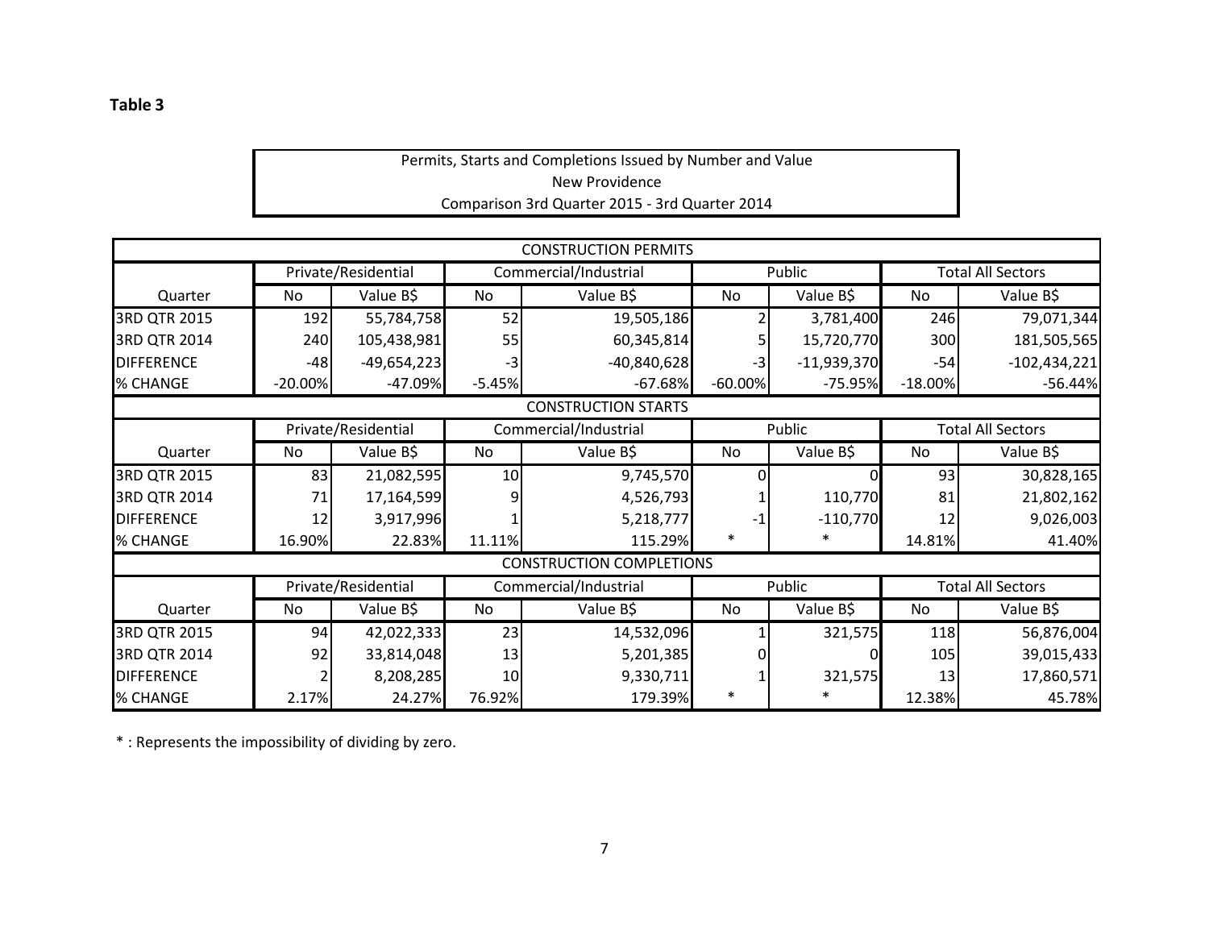**Table 3**

Permits, Starts and Completions Issued by Number and Value
New Providence
Comparison 3rd Quarter 2015 - 3rd Quarter 2014

| CONSTRUCTION PERMITS | | | | | | | | |
|---|---|---|---|---|---|---|---|---|
| | Private/Residential | | Commercial/Industrial | | Public | | Total All Sectors | |
| Quarter | No | Value B$ | No | Value B$ | No | Value B$ | No | Value B$ |
| 3RD QTR 2015 | 192 | 55,784,758 | 52 | 19,505,186 | 2 | 3,781,400 | 246 | 79,071,344 |
| 3RD QTR 2014 | 240 | 105,438,981 | 55 | 60,345,814 | 5 | 15,720,770 | 300 | 181,505,565 |
| DIFFERENCE | -48 | -49,654,223 | -3 | -40,840,628 | -3 | -11,939,370 | -54 | -102,434,221 |
| % CHANGE | -20.00% | -47.09% | -5.45% | -67.68% | -60.00% | -75.95% | -18.00% | -56.44% |
| **CONSTRUCTION STARTS** | | | | | | | | |
| | Private/Residential | | Commercial/Industrial | | Public | | Total All Sectors | |
| Quarter | No | Value B$ | No | Value B$ | No | Value B$ | No | Value B$ |
| 3RD QTR 2015 | 83 | 21,082,595 | 10 | 9,745,570 | 0 | 0 | 93 | 30,828,165 |
| 3RD QTR 2014 | 71 | 17,164,599 | 9 | 4,526,793 | 1 | 110,770 | 81 | 21,802,162 |
| DIFFERENCE | 12 | 3,917,996 | 1 | 5,218,777 | -1 | -110,770 | 12 | 9,026,003 |
| % CHANGE | 16.90% | 22.83% | 11.11% | 115.29% | * | * | 14.81% | 41.40% |
| **CONSTRUCTION COMPLETIONS** | | | | | | | | |
| | Private/Residential | | Commercial/Industrial | | Public | | Total All Sectors | |
| Quarter | No | Value B$ | No | Value B$ | No | Value B$ | No | Value B$ |
| 3RD QTR 2015 | 94 | 42,022,333 | 23 | 14,532,096 | 1 | 321,575 | 118 | 56,876,004 |
| 3RD QTR 2014 | 92 | 33,814,048 | 13 | 5,201,385 | 0 | 0 | 105 | 39,015,433 |
| DIFFERENCE | 2 | 8,208,285 | 10 | 9,330,711 | 1 | 321,575 | 13 | 17,860,571 |
| % CHANGE | 2.17% | 24.27% | 76.92% | 179.39% | * | * | 12.38% | 45.78% |

* : Represents the impossibility of dividing by zero.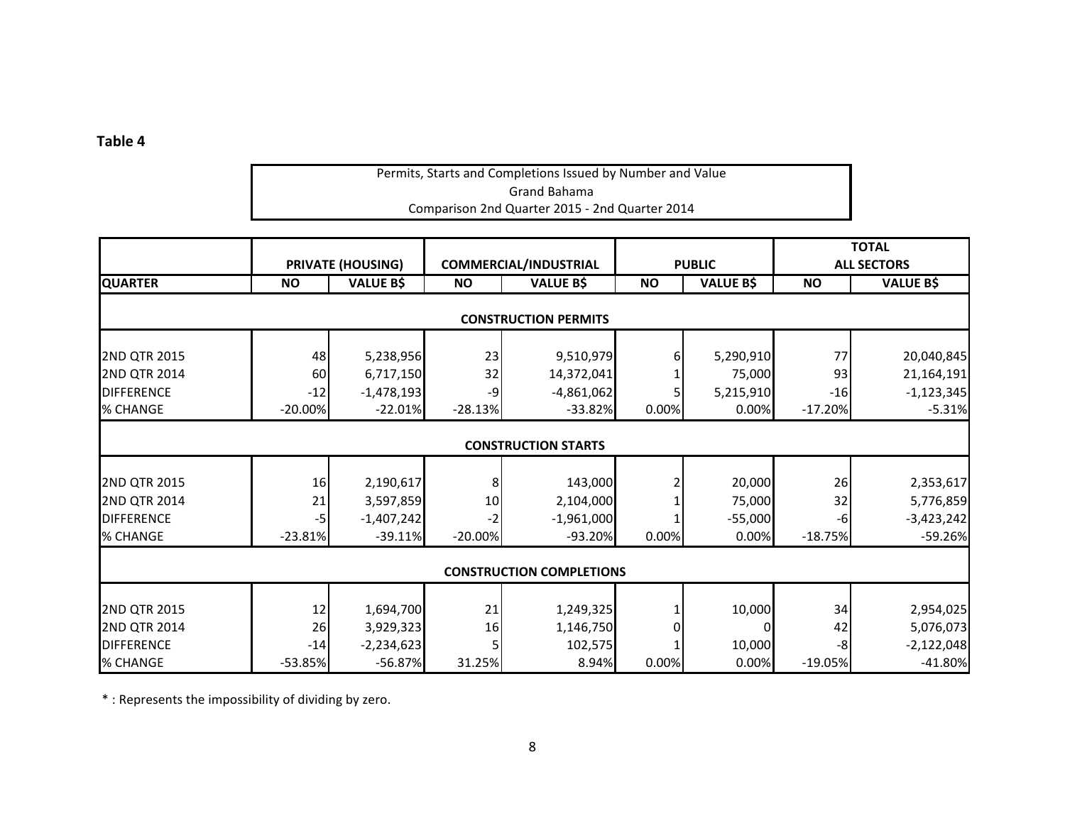**Table 4**

Permits, Starts and Completions Issued by Number and Value
Grand Bahama
Comparison 2nd Quarter 2015 - 2nd Quarter 2014

| | PRIVATE (HOUSING) | | COMMERCIAL/INDUSTRIAL | | PUBLIC | | TOTAL ALL SECTORS | |
|---|---|---|---|---|---|---|---|---|
| QUARTER | NO | VALUE B$ | NO | VALUE B$ | NO | VALUE B$ | NO | VALUE B$ |
| **CONSTRUCTION PERMITS** | | | | | | | | |
| 2ND QTR 2015 | 48 | 5,238,956 | 23 | 9,510,979 | 6 | 5,290,910 | 77 | 20,040,845 |
| 2ND QTR 2014 | 60 | 6,717,150 | 32 | 14,372,041 | 1 | 75,000 | 93 | 21,164,191 |
| DIFFERENCE | -12 | -1,478,193 | -9 | -4,861,062 | 5 | 5,215,910 | -16 | -1,123,345 |
| % CHANGE | -20.00% | -22.01% | -28.13% | -33.82% | 0.00% | 0.00% | -17.20% | -5.31% |
| **CONSTRUCTION STARTS** | | | | | | | | |
| 2ND QTR 2015 | 16 | 2,190,617 | 8 | 143,000 | 2 | 20,000 | 26 | 2,353,617 |
| 2ND QTR 2014 | 21 | 3,597,859 | 10 | 2,104,000 | 1 | 75,000 | 32 | 5,776,859 |
| DIFFERENCE | -5 | -1,407,242 | -2 | -1,961,000 | 1 | -55,000 | -6 | -3,423,242 |
| % CHANGE | -23.81% | -39.11% | -20.00% | -93.20% | 0.00% | 0.00% | -18.75% | -59.26% |
| **CONSTRUCTION COMPLETIONS** | | | | | | | | |
| 2ND QTR 2015 | 12 | 1,694,700 | 21 | 1,249,325 | 1 | 10,000 | 34 | 2,954,025 |
| 2ND QTR 2014 | 26 | 3,929,323 | 16 | 1,146,750 | 0 | 0 | 42 | 5,076,073 |
| DIFFERENCE | -14 | -2,234,623 | 5 | 102,575 | 1 | 10,000 | -8 | -2,122,048 |
| % CHANGE | -53.85% | -56.87% | 31.25% | 8.94% | 0.00% | 0.00% | -19.05% | -41.80% |

* : Represents the impossibility of dividing by zero.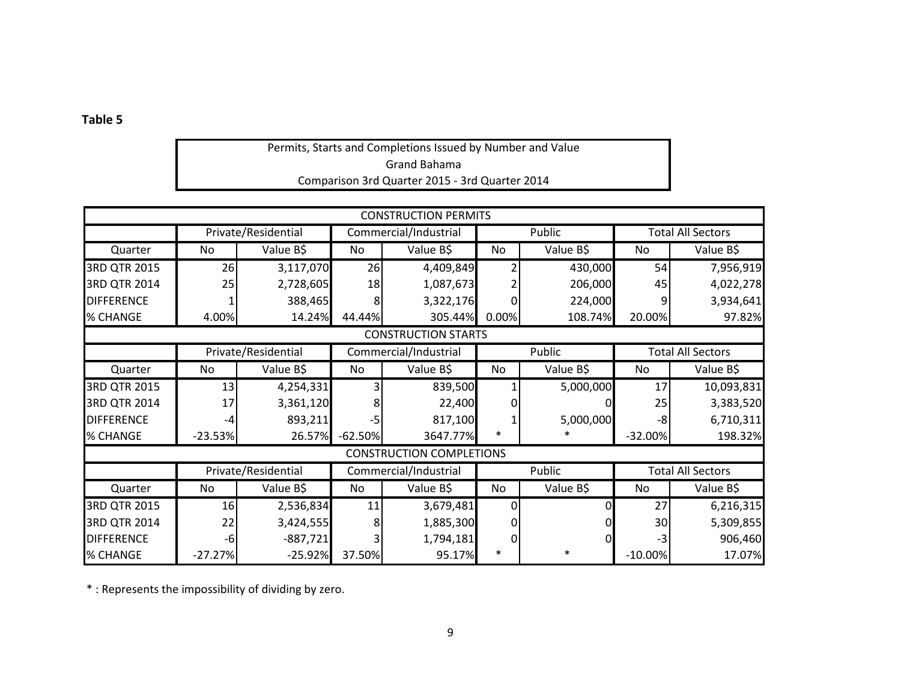**Table 5**

Permits, Starts and Completions Issued by Number and Value
Grand Bahama
Comparison 3rd Quarter 2015 - 3rd Quarter 2014

| CONSTRUCTION PERMITS | | | | | | | | |
|---|---|---|---|---|---|---|---|---|
| | Private/Residential | | Commercial/Industrial | | Public | | Total All Sectors | |
| Quarter | No | Value B$ | No | Value B$ | No | Value B$ | No | Value B$ |
| 3RD QTR 2015 | 26 | 3,117,070 | 26 | 4,409,849 | 2 | 430,000 | 54 | 7,956,919 |
| 3RD QTR 2014 | 25 | 2,728,605 | 18 | 1,087,673 | 2 | 206,000 | 45 | 4,022,278 |
| DIFFERENCE | 1 | 388,465 | 8 | 3,322,176 | 0 | 224,000 | 9 | 3,934,641 |
| % CHANGE | 4.00% | 14.24% | 44.44% | 305.44% | 0.00% | 108.74% | 20.00% | 97.82% |
| **CONSTRUCTION STARTS** | | | | | | | | |
| | Private/Residential | | Commercial/Industrial | | Public | | Total All Sectors | |
| Quarter | No | Value B$ | No | Value B$ | No | Value B$ | No | Value B$ |
| 3RD QTR 2015 | 13 | 4,254,331 | 3 | 839,500 | 1 | 5,000,000 | 17 | 10,093,831 |
| 3RD QTR 2014 | 17 | 3,361,120 | 8 | 22,400 | 0 | 0 | 25 | 3,383,520 |
| DIFFERENCE | -4 | 893,211 | -5 | 817,100 | 1 | 5,000,000 | -8 | 6,710,311 |
| % CHANGE | -23.53% | 26.57% | -62.50% | 3647.77% | * | * | -32.00% | 198.32% |
| **CONSTRUCTION COMPLETIONS** | | | | | | | | |
| | Private/Residential | | Commercial/Industrial | | Public | | Total All Sectors | |
| Quarter | No | Value B$ | No | Value B$ | No | Value B$ | No | Value B$ |
| 3RD QTR 2015 | 16 | 2,536,834 | 11 | 3,679,481 | 0 | 0 | 27 | 6,216,315 |
| 3RD QTR 2014 | 22 | 3,424,555 | 8 | 1,885,300 | 0 | 0 | 30 | 5,309,855 |
| DIFFERENCE | -6 | -887,721 | 3 | 1,794,181 | 0 | 0 | -3 | 906,460 |
| % CHANGE | -27.27% | -25.92% | 37.50% | 95.17% | * | * | -10.00% | 17.07% |

* : Represents the impossibility of dividing by zero.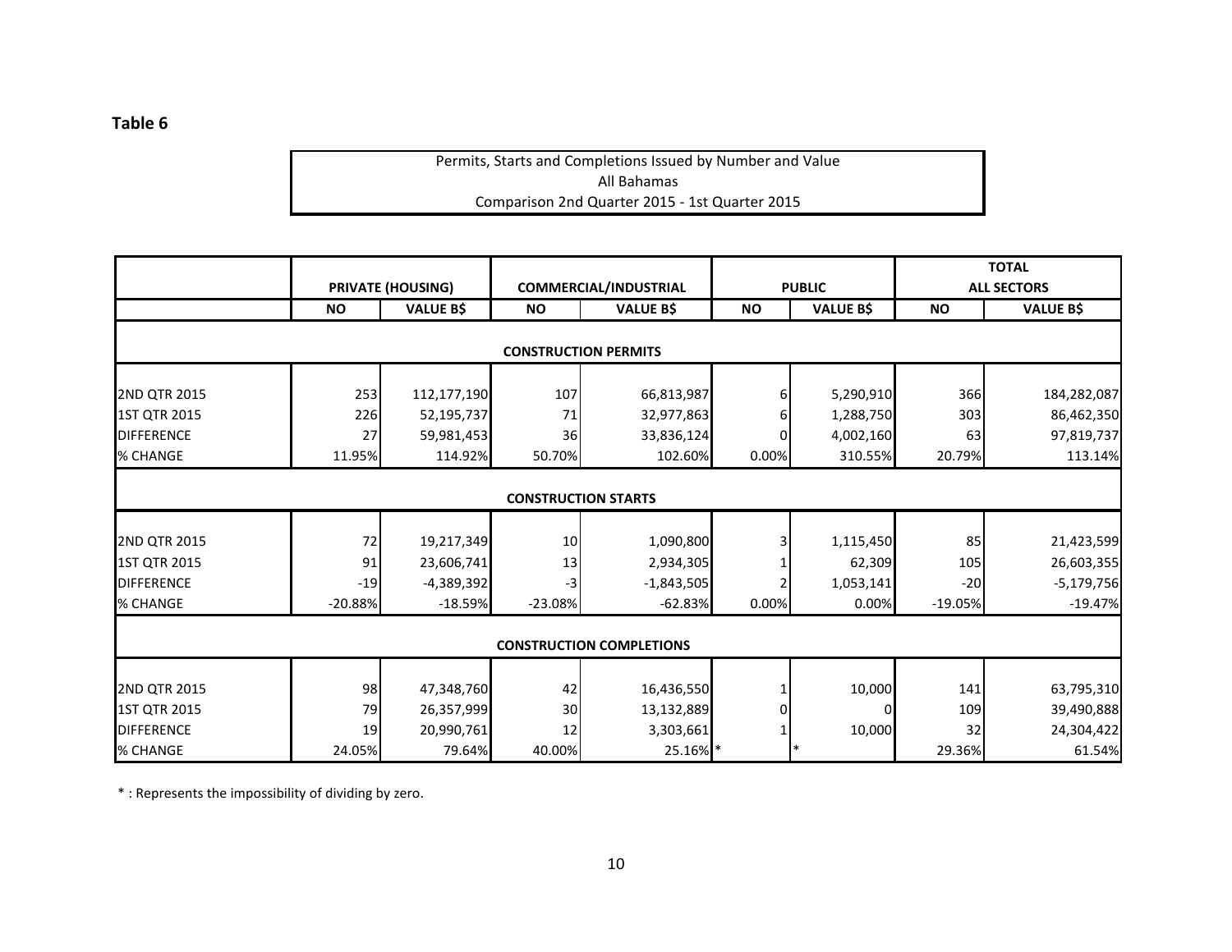**Table 6**

Permits, Starts and Completions Issued by Number and Value
All Bahamas
Comparison 2nd Quarter 2015 - 1st Quarter 2015

| | PRIVATE (HOUSING) | | COMMERCIAL/INDUSTRIAL | | PUBLIC | | TOTAL ALL SECTORS | |
|---|---|---|---|---|---|---|---|---|
| | NO | VALUE B$ | NO | VALUE B$ | NO | VALUE B$ | NO | VALUE B$ |
| **CONSTRUCTION PERMITS** | | | | | | | | |
| 2ND QTR 2015 | 253 | 112,177,190 | 107 | 66,813,987 | 6 | 5,290,910 | 366 | 184,282,087 |
| 1ST QTR 2015 | 226 | 52,195,737 | 71 | 32,977,863 | 6 | 1,288,750 | 303 | 86,462,350 |
| DIFFERENCE | 27 | 59,981,453 | 36 | 33,836,124 | 0 | 4,002,160 | 63 | 97,819,737 |
| % CHANGE | 11.95% | 114.92% | 50.70% | 102.60% | 0.00% | 310.55% | 20.79% | 113.14% |
| **CONSTRUCTION STARTS** | | | | | | | | |
| 2ND QTR 2015 | 72 | 19,217,349 | 10 | 1,090,800 | 3 | 1,115,450 | 85 | 21,423,599 |
| 1ST QTR 2015 | 91 | 23,606,741 | 13 | 2,934,305 | 1 | 62,309 | 105 | 26,603,355 |
| DIFFERENCE | -19 | -4,389,392 | -3 | -1,843,505 | 2 | 1,053,141 | -20 | -5,179,756 |
| % CHANGE | -20.88% | -18.59% | -23.08% | -62.83% | 0.00% | 0.00% | -19.05% | -19.47% |
| **CONSTRUCTION COMPLETIONS** | | | | | | | | |
| 2ND QTR 2015 | 98 | 47,348,760 | 42 | 16,436,550 | 1 | 10,000 | 141 | 63,795,310 |
| 1ST QTR 2015 | 79 | 26,357,999 | 30 | 13,132,889 | 0 | 0 | 109 | 39,490,888 |
| DIFFERENCE | 19 | 20,990,761 | 12 | 3,303,661 | 1 | 10,000 | 32 | 24,304,422 |
| % CHANGE | 24.05% | 79.64% | 40.00% | 25.16% | * | * | 29.36% | 61.54% |

* : Represents the impossibility of dividing by zero.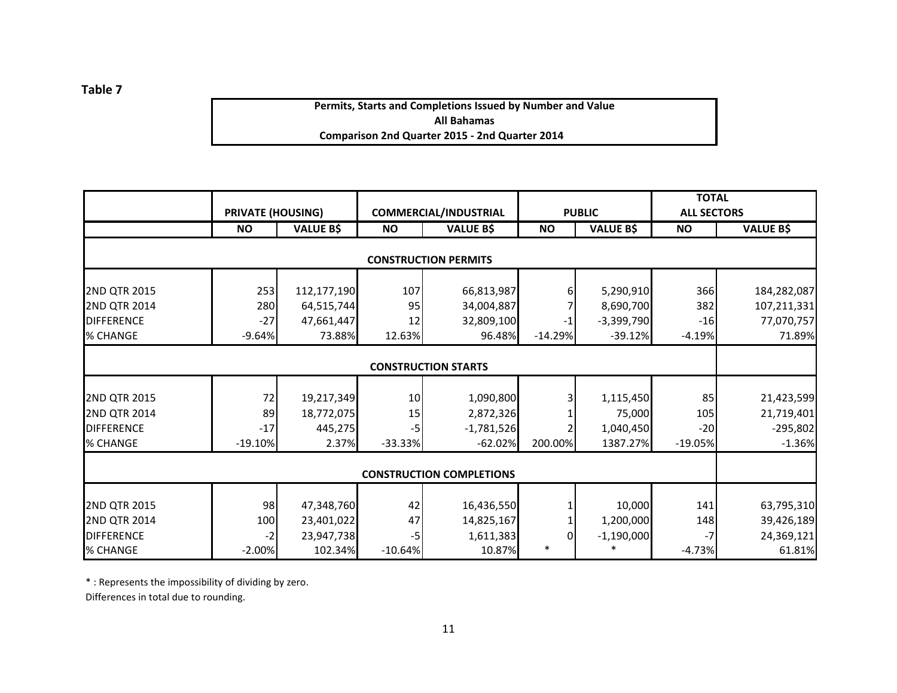**Table 7**

**Permits, Starts and Completions Issued by Number and Value**
**All Bahamas**
**Comparison 2nd Quarter 2015 - 2nd Quarter 2014**

| | PRIVATE (HOUSING) | | COMMERCIAL/INDUSTRIAL | | PUBLIC | | TOTAL ALL SECTORS | |
|---|---|---|---|---|---|---|---|---|
| | NO | VALUE B$ | NO | VALUE B$ | NO | VALUE B$ | NO | VALUE B$ |
| **CONSTRUCTION PERMITS** | | | | | | | | |
| 2ND QTR 2015 | 253 | 112,177,190 | 107 | 66,813,987 | 6 | 5,290,910 | 366 | 184,282,087 |
| 2ND QTR 2014 | 280 | 64,515,744 | 95 | 34,004,887 | 7 | 8,690,700 | 382 | 107,211,331 |
| DIFFERENCE | -27 | 47,661,447 | 12 | 32,809,100 | -1 | -3,399,790 | -16 | 77,070,757 |
| % CHANGE | -9.64% | 73.88% | 12.63% | 96.48% | -14.29% | -39.12% | -4.19% | 71.89% |
| **CONSTRUCTION STARTS** | | | | | | | | |
| 2ND QTR 2015 | 72 | 19,217,349 | 10 | 1,090,800 | 3 | 1,115,450 | 85 | 21,423,599 |
| 2ND QTR 2014 | 89 | 18,772,075 | 15 | 2,872,326 | 1 | 75,000 | 105 | 21,719,401 |
| DIFFERENCE | -17 | 445,275 | -5 | -1,781,526 | 2 | 1,040,450 | -20 | -295,802 |
| % CHANGE | -19.10% | 2.37% | -33.33% | -62.02% | 200.00% | 1387.27% | -19.05% | -1.36% |
| **CONSTRUCTION COMPLETIONS** | | | | | | | | |
| 2ND QTR 2015 | 98 | 47,348,760 | 42 | 16,436,550 | 1 | 10,000 | 141 | 63,795,310 |
| 2ND QTR 2014 | 100 | 23,401,022 | 47 | 14,825,167 | 1 | 1,200,000 | 148 | 39,426,189 |
| DIFFERENCE | -2 | 23,947,738 | -5 | 1,611,383 | 0 | -1,190,000 | -7 | 24,369,121 |
| % CHANGE | -2.00% | 102.34% | -10.64% | 10.87% | * | * | -4.73% | 61.81% |

* : Represents the impossibility of dividing by zero.

Differences in total due to rounding.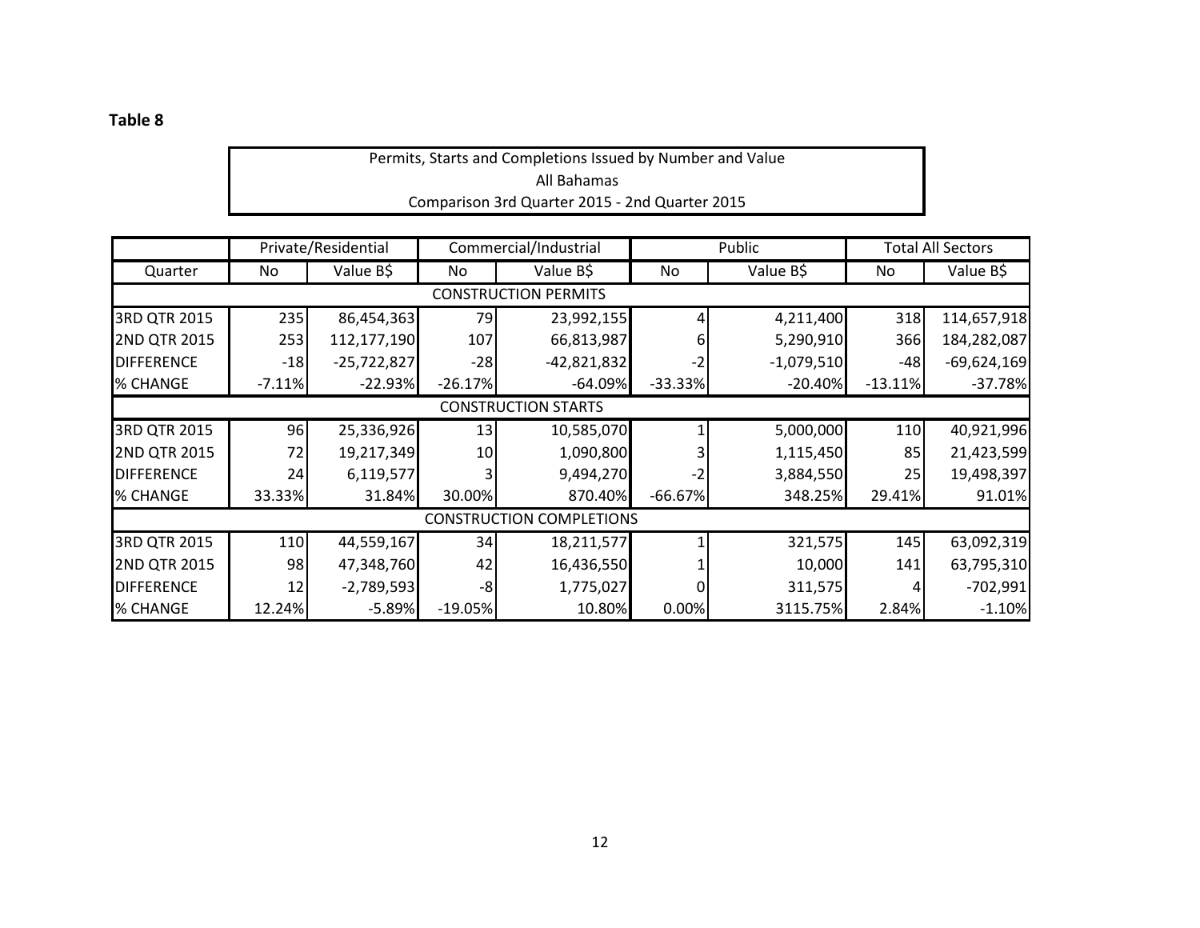**Table 8**

Permits, Starts and Completions Issued by Number and Value
All Bahamas
Comparison 3rd Quarter 2015 - 2nd Quarter 2015

| | Private/Residential | | Commercial/Industrial | | Public | | Total All Sectors | |
|---|---|---|---|---|---|---|---|---|
| Quarter | No | Value B$ | No | Value B$ | No | Value B$ | No | Value B$ |
| CONSTRUCTION PERMITS | | | | | | | | |
| 3RD QTR 2015 | 235 | 86,454,363 | 79 | 23,992,155 | 4 | 4,211,400 | 318 | 114,657,918 |
| 2ND QTR 2015 | 253 | 112,177,190 | 107 | 66,813,987 | 6 | 5,290,910 | 366 | 184,282,087 |
| DIFFERENCE | -18 | -25,722,827 | -28 | -42,821,832 | -2 | -1,079,510 | -48 | -69,624,169 |
| % CHANGE | -7.11% | -22.93% | -26.17% | -64.09% | -33.33% | -20.40% | -13.11% | -37.78% |
| CONSTRUCTION STARTS | | | | | | | | |
| 3RD QTR 2015 | 96 | 25,336,926 | 13 | 10,585,070 | 1 | 5,000,000 | 110 | 40,921,996 |
| 2ND QTR 2015 | 72 | 19,217,349 | 10 | 1,090,800 | 3 | 1,115,450 | 85 | 21,423,599 |
| DIFFERENCE | 24 | 6,119,577 | 3 | 9,494,270 | -2 | 3,884,550 | 25 | 19,498,397 |
| % CHANGE | 33.33% | 31.84% | 30.00% | 870.40% | -66.67% | 348.25% | 29.41% | 91.01% |
| CONSTRUCTION COMPLETIONS | | | | | | | | |
| 3RD QTR 2015 | 110 | 44,559,167 | 34 | 18,211,577 | 1 | 321,575 | 145 | 63,092,319 |
| 2ND QTR 2015 | 98 | 47,348,760 | 42 | 16,436,550 | 1 | 10,000 | 141 | 63,795,310 |
| DIFFERENCE | 12 | -2,789,593 | -8 | 1,775,027 | 0 | 311,575 | 4 | -702,991 |
| % CHANGE | 12.24% | -5.89% | -19.05% | 10.80% | 0.00% | 3115.75% | 2.84% | -1.10% |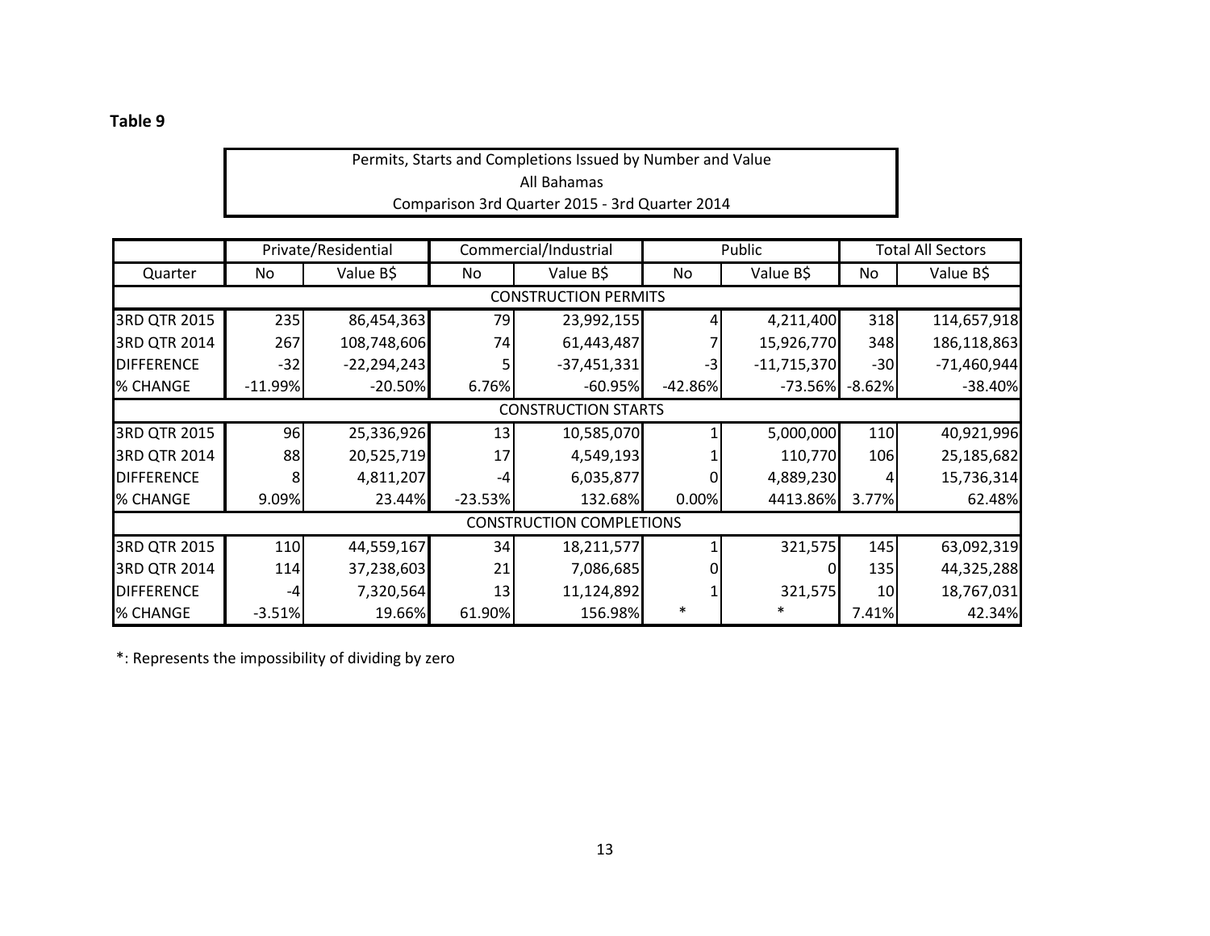**Table 9**

Permits, Starts and Completions Issued by Number and Value
All Bahamas
Comparison 3rd Quarter 2015 - 3rd Quarter 2014

| | Private/Residential | | Commercial/Industrial | | Public | | Total All Sectors | |
|---|---|---|---|---|---|---|---|---|
| Quarter | No | Value B$ | No | Value B$ | No | Value B$ | No | Value B$ |
| CONSTRUCTION PERMITS | | | | | | | | |
| 3RD QTR 2015 | 235 | 86,454,363 | 79 | 23,992,155 | 4 | 4,211,400 | 318 | 114,657,918 |
| 3RD QTR 2014 | 267 | 108,748,606 | 74 | 61,443,487 | 7 | 15,926,770 | 348 | 186,118,863 |
| DIFFERENCE | -32 | -22,294,243 | 5 | -37,451,331 | -3 | -11,715,370 | -30 | -71,460,944 |
| % CHANGE | -11.99% | -20.50% | 6.76% | -60.95% | -42.86% | -73.56% | -8.62% | -38.40% |
| CONSTRUCTION STARTS | | | | | | | | |
| 3RD QTR 2015 | 96 | 25,336,926 | 13 | 10,585,070 | 1 | 5,000,000 | 110 | 40,921,996 |
| 3RD QTR 2014 | 88 | 20,525,719 | 17 | 4,549,193 | 1 | 110,770 | 106 | 25,185,682 |
| DIFFERENCE | 8 | 4,811,207 | -4 | 6,035,877 | 0 | 4,889,230 | 4 | 15,736,314 |
| % CHANGE | 9.09% | 23.44% | -23.53% | 132.68% | 0.00% | 4413.86% | 3.77% | 62.48% |
| CONSTRUCTION COMPLETIONS | | | | | | | | |
| 3RD QTR 2015 | 110 | 44,559,167 | 34 | 18,211,577 | 1 | 321,575 | 145 | 63,092,319 |
| 3RD QTR 2014 | 114 | 37,238,603 | 21 | 7,086,685 | 0 | 0 | 135 | 44,325,288 |
| DIFFERENCE | -4 | 7,320,564 | 13 | 11,124,892 | 1 | 321,575 | 10 | 18,767,031 |
| % CHANGE | -3.51% | 19.66% | 61.90% | 156.98% | * | * | 7.41% | 42.34% |

*: Represents the impossibility of dividing by zero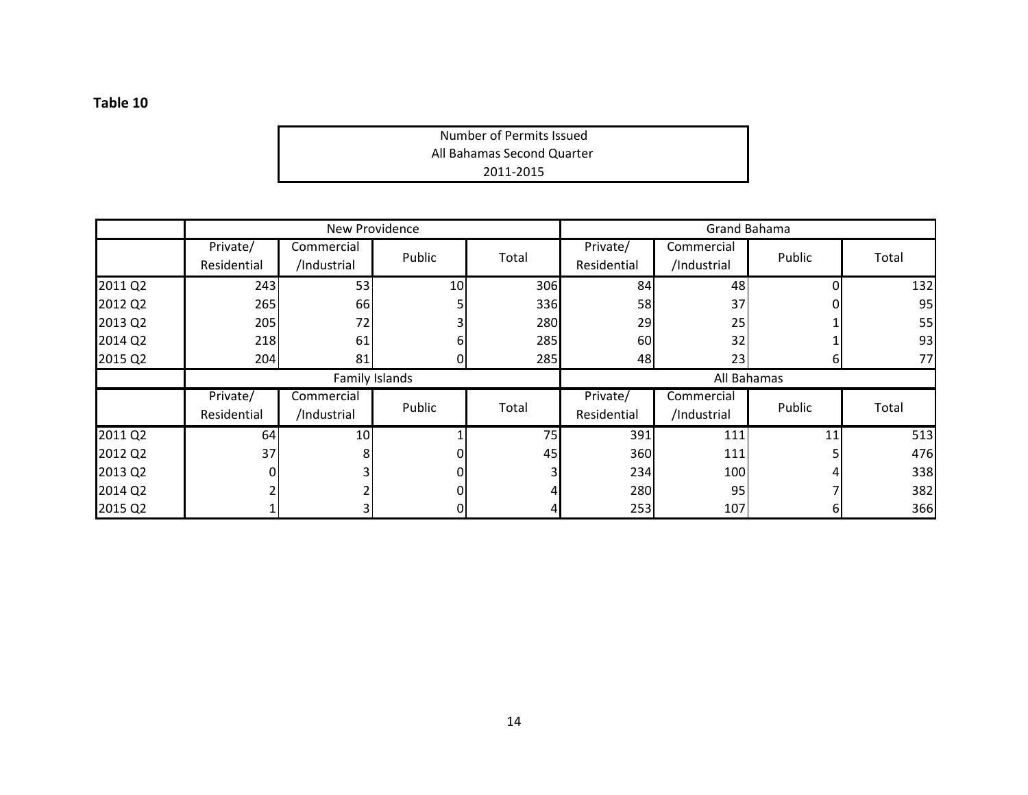**Table 10**

Number of Permits Issued
All Bahamas Second Quarter
2011-2015

| | New Providence | | | | Grand Bahama | | | |
|---|---|---|---|---|---|---|---|---|
| | Private/ Residential | Commercial /Industrial | Public | Total | Private/ Residential | Commercial /Industrial | Public | Total |
| 2011 Q2 | 243 | 53 | 10 | 306 | 84 | 48 | 0 | 132 |
| 2012 Q2 | 265 | 66 | 5 | 336 | 58 | 37 | 0 | 95 |
| 2013 Q2 | 205 | 72 | 3 | 280 | 29 | 25 | 1 | 55 |
| 2014 Q2 | 218 | 61 | 6 | 285 | 60 | 32 | 1 | 93 |
| 2015 Q2 | 204 | 81 | 0 | 285 | 48 | 23 | 6 | 77 |
| | Family Islands | | | | All Bahamas | | | |
| | Private/ Residential | Commercial /Industrial | Public | Total | Private/ Residential | Commercial /Industrial | Public | Total |
| 2011 Q2 | 64 | 10 | 1 | 75 | 391 | 111 | 11 | 513 |
| 2012 Q2 | 37 | 8 | 0 | 45 | 360 | 111 | 5 | 476 |
| 2013 Q2 | 0 | 3 | 0 | 3 | 234 | 100 | 4 | 338 |
| 2014 Q2 | 2 | 2 | 0 | 4 | 280 | 95 | 7 | 382 |
| 2015 Q2 | 1 | 3 | 0 | 4 | 253 | 107 | 6 | 366 |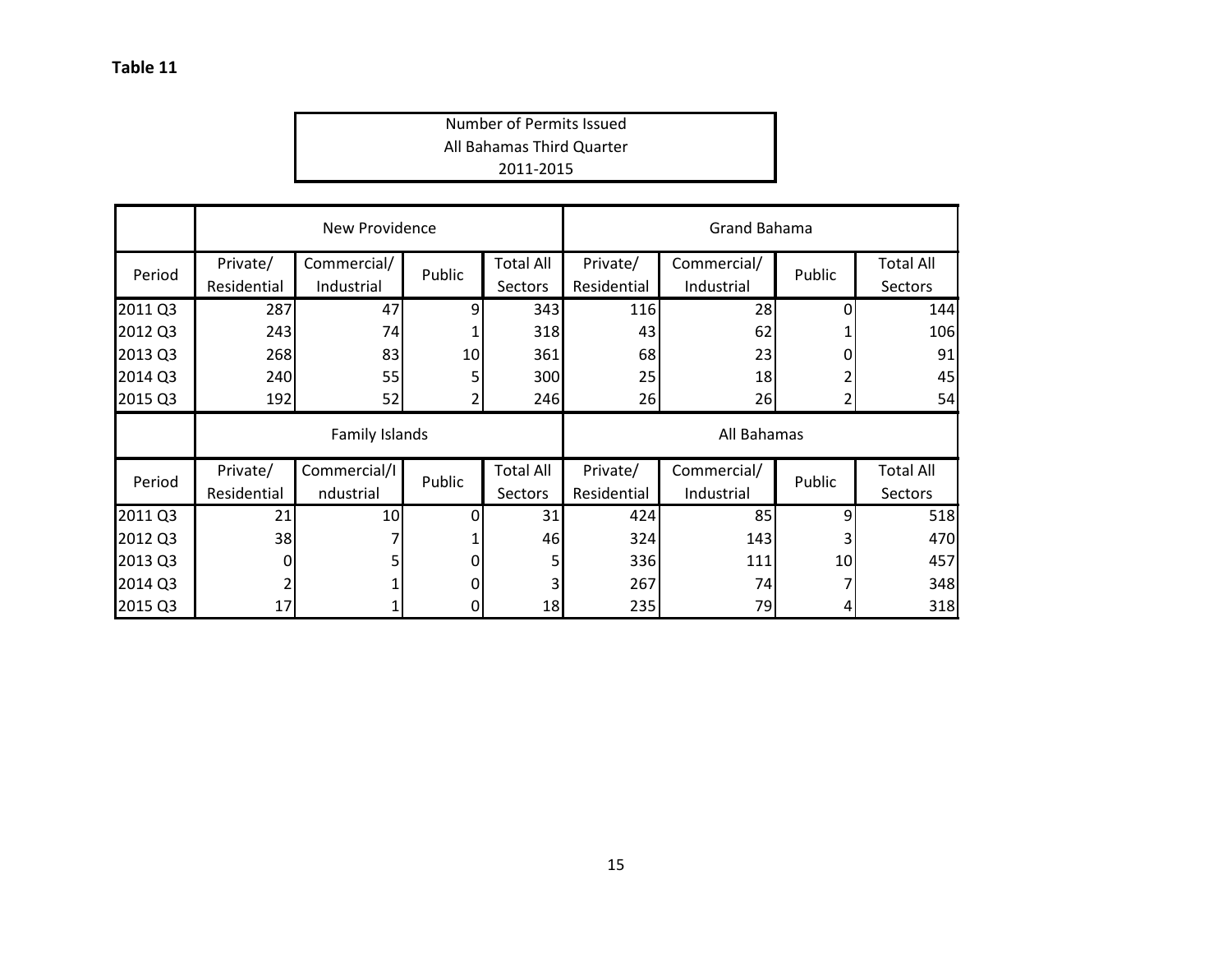**Table 11**

Number of Permits Issued
All Bahamas Third Quarter
2011-2015

| | New Providence | | | | Grand Bahama | | | |
|---|---|---|---|---|---|---|---|---|
| Period | Private/ Residential | Commercial/ Industrial | Public | Total All Sectors | Private/ Residential | Commercial/ Industrial | Public | Total All Sectors |
| 2011 Q3 | 287 | 47 | 9 | 343 | 116 | 28 | 0 | 144 |
| 2012 Q3 | 243 | 74 | 1 | 318 | 43 | 62 | 1 | 106 |
| 2013 Q3 | 268 | 83 | 10 | 361 | 68 | 23 | 0 | 91 |
| 2014 Q3 | 240 | 55 | 5 | 300 | 25 | 18 | 2 | 45 |
| 2015 Q3 | 192 | 52 | 2 | 246 | 26 | 26 | 2 | 54 |

| | Family Islands | | | | All Bahamas | | | |
|---|---|---|---|---|---|---|---|---|
| Period | Private/ Residential | Commercial/I ndustrial | Public | Total All Sectors | Private/ Residential | Commercial/ Industrial | Public | Total All Sectors |
| 2011 Q3 | 21 | 10 | 0 | 31 | 424 | 85 | 9 | 518 |
| 2012 Q3 | 38 | 7 | 1 | 46 | 324 | 143 | 3 | 470 |
| 2013 Q3 | 0 | 5 | 0 | 5 | 336 | 111 | 10 | 457 |
| 2014 Q3 | 2 | 1 | 0 | 3 | 267 | 74 | 7 | 348 |
| 2015 Q3 | 17 | 1 | 0 | 18 | 235 | 79 | 4 | 318 |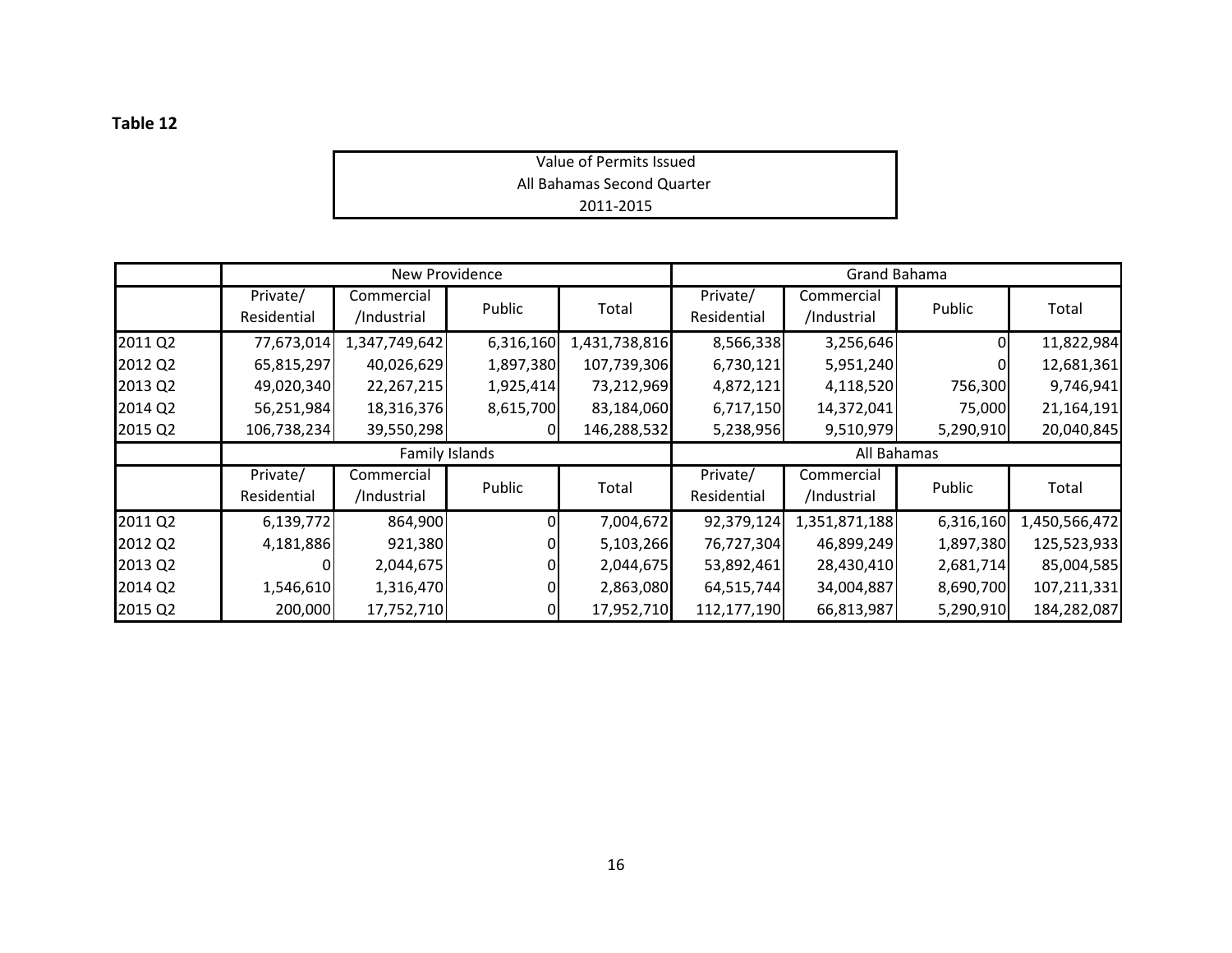**Table 12**

Value of Permits Issued
All Bahamas Second Quarter
2011-2015

| | New Providence | | | | Grand Bahama | | | |
|---|---|---|---|---|---|---|---|---|
| | Private/ Residential | Commercial /Industrial | Public | Total | Private/ Residential | Commercial /Industrial | Public | Total |
| 2011 Q2 | 77,673,014 | 1,347,749,642 | 6,316,160 | 1,431,738,816 | 8,566,338 | 3,256,646 | 0 | 11,822,984 |
| 2012 Q2 | 65,815,297 | 40,026,629 | 1,897,380 | 107,739,306 | 6,730,121 | 5,951,240 | 0 | 12,681,361 |
| 2013 Q2 | 49,020,340 | 22,267,215 | 1,925,414 | 73,212,969 | 4,872,121 | 4,118,520 | 756,300 | 9,746,941 |
| 2014 Q2 | 56,251,984 | 18,316,376 | 8,615,700 | 83,184,060 | 6,717,150 | 14,372,041 | 75,000 | 21,164,191 |
| 2015 Q2 | 106,738,234 | 39,550,298 | 0 | 146,288,532 | 5,238,956 | 9,510,979 | 5,290,910 | 20,040,845 |
| | **Family Islands** | | | | **All Bahamas** | | | |
| | Private/ Residential | Commercial /Industrial | Public | Total | Private/ Residential | Commercial /Industrial | Public | Total |
| 2011 Q2 | 6,139,772 | 864,900 | 0 | 7,004,672 | 92,379,124 | 1,351,871,188 | 6,316,160 | 1,450,566,472 |
| 2012 Q2 | 4,181,886 | 921,380 | 0 | 5,103,266 | 76,727,304 | 46,899,249 | 1,897,380 | 125,523,933 |
| 2013 Q2 | 0 | 2,044,675 | 0 | 2,044,675 | 53,892,461 | 28,430,410 | 2,681,714 | 85,004,585 |
| 2014 Q2 | 1,546,610 | 1,316,470 | 0 | 2,863,080 | 64,515,744 | 34,004,887 | 8,690,700 | 107,211,331 |
| 2015 Q2 | 200,000 | 17,752,710 | 0 | 17,952,710 | 112,177,190 | 66,813,987 | 5,290,910 | 184,282,087 |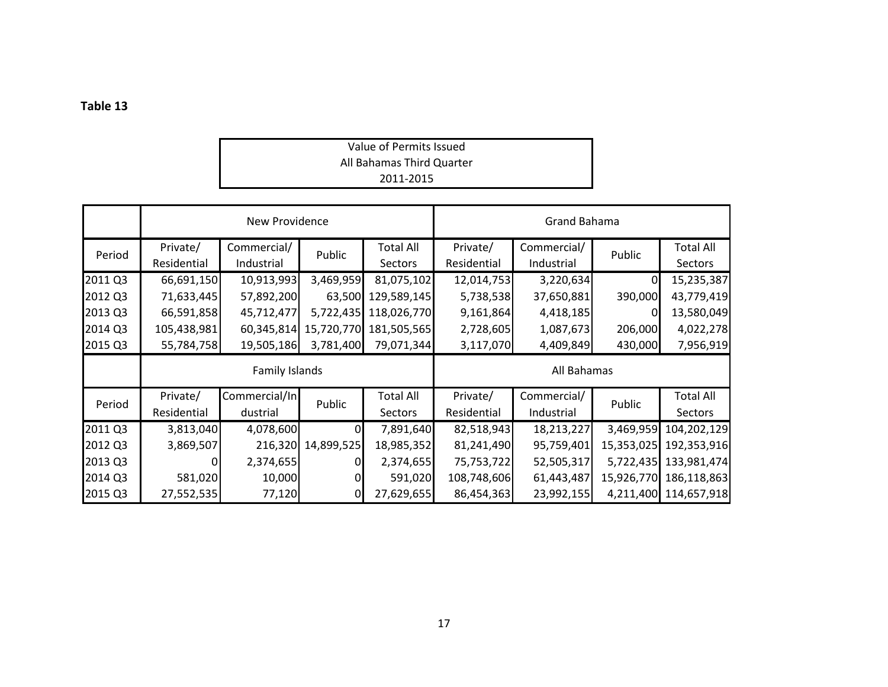**Table 13**

Value of Permits Issued
All Bahamas Third Quarter
2011-2015

| | New Providence | | | | Grand Bahama | | | |
|---|---|---|---|---|---|---|---|---|
| Period | Private/ Residential | Commercial/ Industrial | Public | Total All Sectors | Private/ Residential | Commercial/ Industrial | Public | Total All Sectors |
| 2011 Q3 | 66,691,150 | 10,913,993 | 3,469,959 | 81,075,102 | 12,014,753 | 3,220,634 | 0 | 15,235,387 |
| 2012 Q3 | 71,633,445 | 57,892,200 | 63,500 | 129,589,145 | 5,738,538 | 37,650,881 | 390,000 | 43,779,419 |
| 2013 Q3 | 66,591,858 | 45,712,477 | 5,722,435 | 118,026,770 | 9,161,864 | 4,418,185 | 0 | 13,580,049 |
| 2014 Q3 | 105,438,981 | 60,345,814 | 15,720,770 | 181,505,565 | 2,728,605 | 1,087,673 | 206,000 | 4,022,278 |
| 2015 Q3 | 55,784,758 | 19,505,186 | 3,781,400 | 79,071,344 | 3,117,070 | 4,409,849 | 430,000 | 7,956,919 |
| | **Family Islands** | | | | **All Bahamas** | | | |
| Period | Private/ Residential | Commercial/Industrial | Public | Total All Sectors | Private/ Residential | Commercial/ Industrial | Public | Total All Sectors |
| 2011 Q3 | 3,813,040 | 4,078,600 | 0 | 7,891,640 | 82,518,943 | 18,213,227 | 3,469,959 | 104,202,129 |
| 2012 Q3 | 3,869,507 | 216,320 | 14,899,525 | 18,985,352 | 81,241,490 | 95,759,401 | 15,353,025 | 192,353,916 |
| 2013 Q3 | 0 | 2,374,655 | 0 | 2,374,655 | 75,753,722 | 52,505,317 | 5,722,435 | 133,981,474 |
| 2014 Q3 | 581,020 | 10,000 | 0 | 591,020 | 108,748,606 | 61,443,487 | 15,926,770 | 186,118,863 |
| 2015 Q3 | 27,552,535 | 77,120 | 0 | 27,629,655 | 86,454,363 | 23,992,155 | 4,211,400 | 114,657,918 |